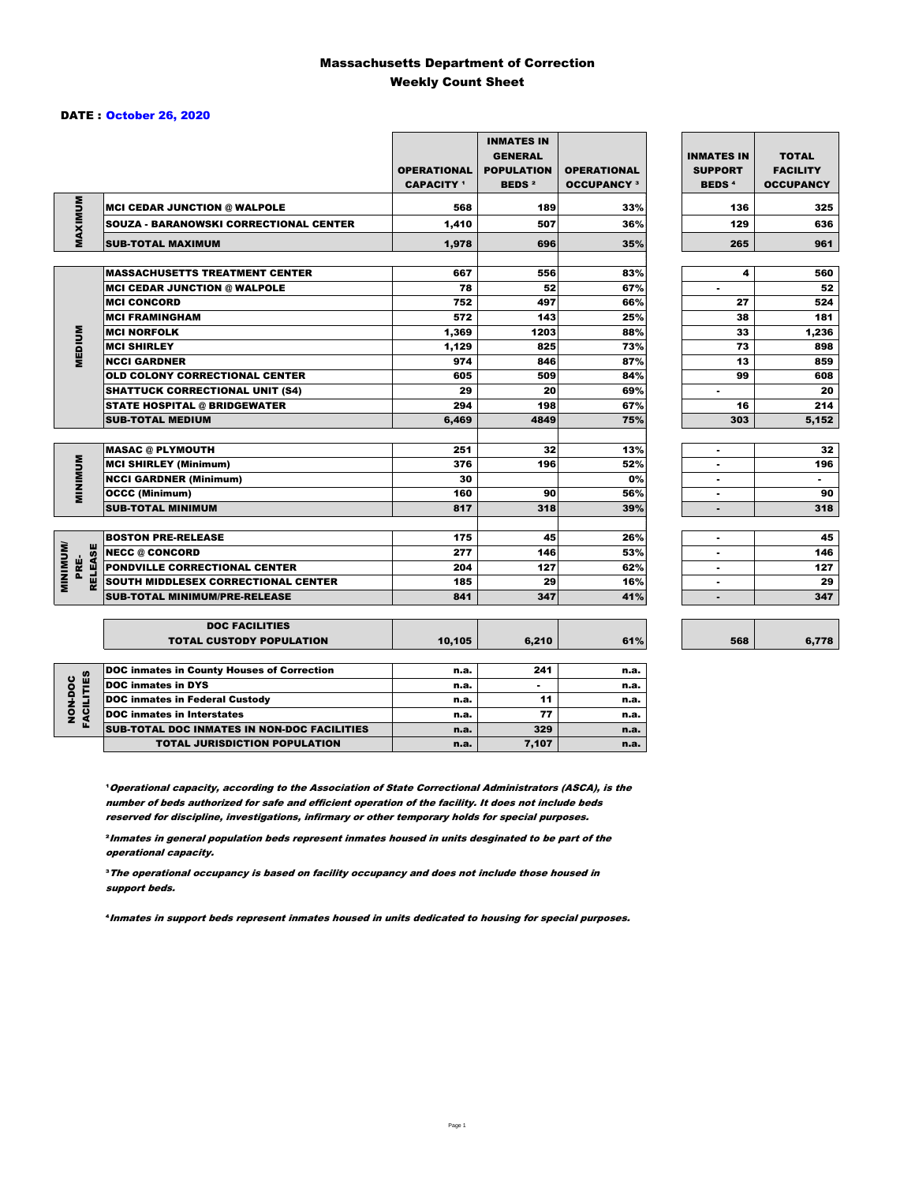# Massachusetts Department of Correction
## Weekly Count Sheet

**DATE : October 26, 2020**

| | | OPERATIONAL CAPACITY [1] | INMATES IN GENERAL POPULATION BEDS [2] | OPERATIONAL OCCUPANCY [3] | INMATES IN SUPPORT BEDS [4] | TOTAL FACILITY OCCUPANCY |
|---|---|---|---|---|---|---|
| MAXIMUM | MCI CEDAR JUNCTION @ WALPOLE | 568 | 189 | 33% | 136 | 325 |
| | SOUZA - BARANOWSKI CORRECTIONAL CENTER | 1,410 | 507 | 36% | 129 | 636 |
| | SUB-TOTAL MAXIMUM | 1,978 | 696 | 35% | 265 | 961 |
| MEDIUM | MASSACHUSETTS TREATMENT CENTER | 667 | 556 | 83% | 4 | 560 |
| | MCI CEDAR JUNCTION @ WALPOLE | 78 | 52 | 67% | - | 52 |
| | MCI CONCORD | 752 | 497 | 66% | 27 | 524 |
| | MCI FRAMINGHAM | 572 | 143 | 25% | 38 | 181 |
| | MCI NORFOLK | 1,369 | 1203 | 88% | 33 | 1,236 |
| | MCI SHIRLEY | 1,129 | 825 | 73% | 73 | 898 |
| | NCCI GARDNER | 974 | 846 | 87% | 13 | 859 |
| | OLD COLONY CORRECTIONAL CENTER | 605 | 509 | 84% | 99 | 608 |
| | SHATTUCK CORRECTIONAL UNIT (S4) | 29 | 20 | 69% | - | 20 |
| | STATE HOSPITAL @ BRIDGEWATER | 294 | 198 | 67% | 16 | 214 |
| | SUB-TOTAL MEDIUM | 6,469 | 4849 | 75% | 303 | 5,152 |
| MINIMUM | MASAC @ PLYMOUTH | 251 | 32 | 13% | - | 32 |
| | MCI SHIRLEY (Minimum) | 376 | 196 | 52% | - | 196 |
| | NCCI GARDNER (Minimum) | 30 | | 0% | - | - |
| | OCCC (Minimum) | 160 | 90 | 56% | - | 90 |
| | SUB-TOTAL MINIMUM | 817 | 318 | 39% | - | 318 |
| MINIMUM/ PRE-RELEASE | BOSTON PRE-RELEASE | 175 | 45 | 26% | - | 45 |
| | NECC @ CONCORD | 277 | 146 | 53% | - | 146 |
| | PONDVILLE CORRECTIONAL CENTER | 204 | 127 | 62% | - | 127 |
| | SOUTH MIDDLESEX CORRECTIONAL CENTER | 185 | 29 | 16% | - | 29 |
| | SUB-TOTAL MINIMUM/PRE-RELEASE | 841 | 347 | 41% | - | 347 |
| | DOC FACILITIES TOTAL CUSTODY POPULATION | 10,105 | 6,210 | 61% | 568 | 6,778 |

| | | | | |
|---|---|---|---|---|
| NON-DOC FACILITIES | DOC inmates in County Houses of Correction | n.a. | 241 | n.a. |
| | DOC inmates in DYS | n.a. | - | n.a. |
| | DOC inmates in Federal Custody | n.a. | 11 | n.a. |
| | DOC inmates in Interstates | n.a. | 77 | n.a. |
| | SUB-TOTAL DOC INMATES IN NON-DOC FACILITIES | n.a. | 329 | n.a. |
| | TOTAL JURISDICTION POPULATION | n.a. | 7,107 | n.a. |

[1] *Operational capacity, according to the Association of State Correctional Administrators (ASCA), is the number of beds authorized for safe and efficient operation of the facility. It does not include beds reserved for discipline, investigations, infirmary or other temporary holds for special purposes.*

[2] *Inmates in general population beds represent inmates housed in units desginated to be part of the operational capacity.*

[3] *The operational occupancy is based on facility occupancy and does not include those housed in support beds.*

[4] *Inmates in support beds represent inmates housed in units dedicated to housing for special purposes.*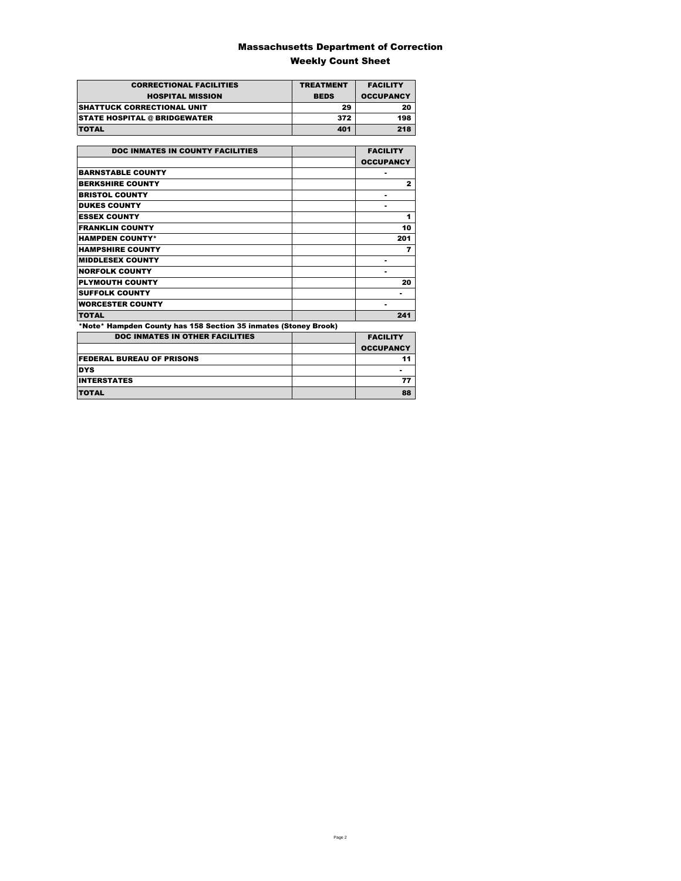# Massachusetts Department of Correction

## Weekly Count Sheet

| CORRECTIONAL FACILITIES<br>HOSPITAL MISSION | TREATMENT<br>BEDS | FACILITY<br>OCCUPANCY |
|---|---|---|
| SHATTUCK CORRECTIONAL UNIT | 29 | 20 |
| STATE HOSPITAL @ BRIDGEWATER | 372 | 198 |
| TOTAL | 401 | 218 |

| DOC INMATES IN COUNTY FACILITIES | | FACILITY<br>OCCUPANCY |
|---|---|---|
| BARNSTABLE COUNTY | | - |
| BERKSHIRE COUNTY | | 2 |
| BRISTOL COUNTY | | - |
| DUKES COUNTY | | - |
| ESSEX COUNTY | | 1 |
| FRANKLIN COUNTY | | 10 |
| HAMPDEN COUNTY* | | 201 |
| HAMPSHIRE COUNTY | | 7 |
| MIDDLESEX COUNTY | | - |
| NORFOLK COUNTY | | - |
| PLYMOUTH COUNTY | | 20 |
| SUFFOLK COUNTY | | - |
| WORCESTER COUNTY | | - |
| TOTAL | | 241 |

*Note* Hampden County has 158 Section 35 inmates (Stoney Brook)

| DOC INMATES IN OTHER FACILITIES | | FACILITY<br>OCCUPANCY |
|---|---|---|
| FEDERAL BUREAU OF PRISONS | | 11 |
| DYS | | - |
| INTERSTATES | | 77 |
| TOTAL | | 88 |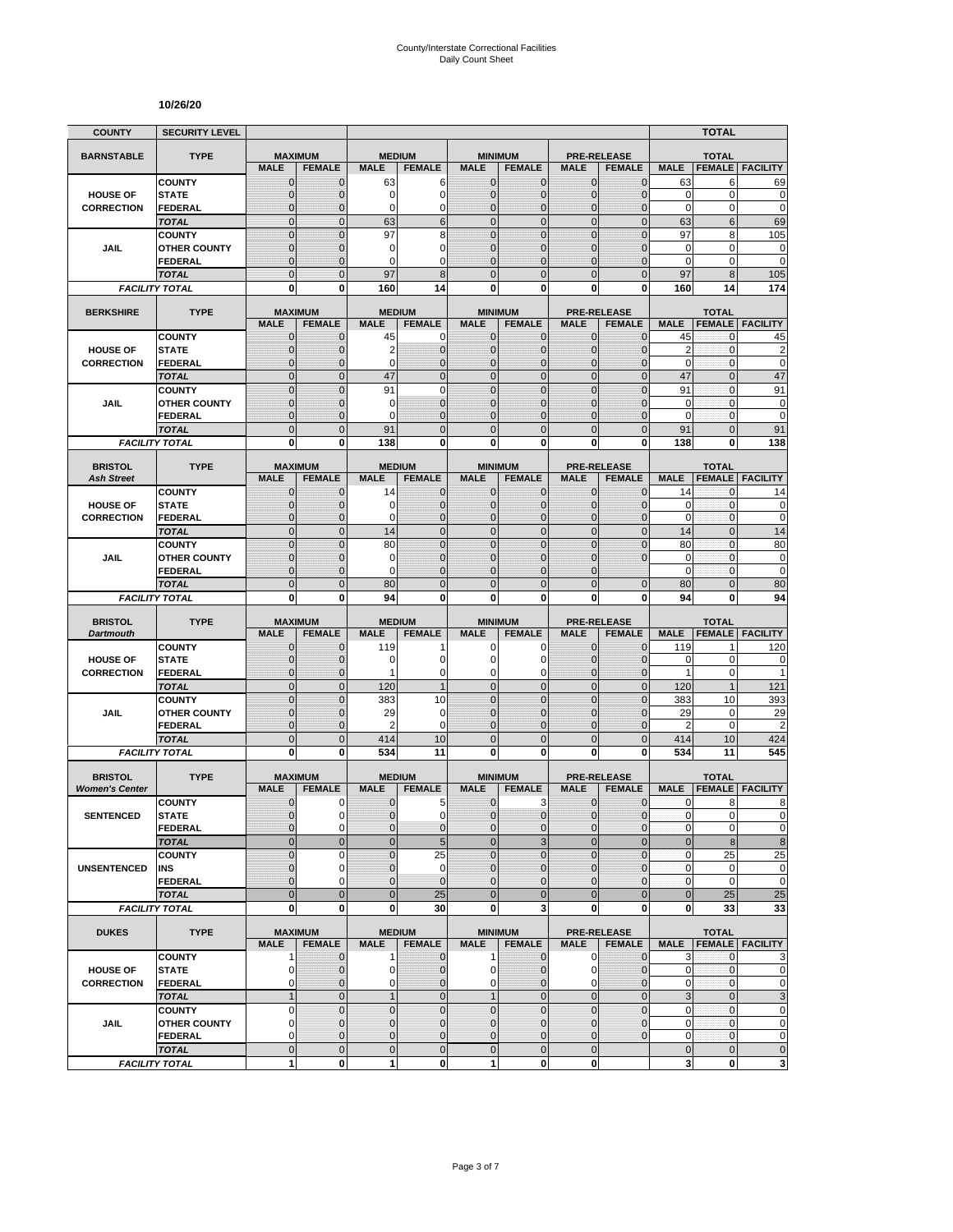# County/Interstate Correctional Facilities
# Daily Count Sheet

**10/26/20**

| COUNTY | SECURITY LEVEL | | | | | | | | | | TOTAL | |
|---|---|---|---|---|---|---|---|---|---|---|---|---|
| **BARNSTABLE** | **TYPE** | **MAXIMUM** | | **MEDIUM** | | **MINIMUM** | | **PRE-RELEASE** | | **TOTAL** | | |
| | | **MALE** | **FEMALE** | **MALE** | **FEMALE** | **MALE** | **FEMALE** | **MALE** | **FEMALE** | **MALE** | **FEMALE** | **FACILITY** |
| **HOUSE OF CORRECTION** | COUNTY | 0 | 0 | 63 | 6 | 0 | 0 | 0 | 0 | 63 | 6 | 69 |
| | STATE | 0 | 0 | 0 | 0 | 0 | 0 | 0 | 0 | 0 | 0 | 0 |
| | FEDERAL | 0 | 0 | 0 | 0 | 0 | 0 | 0 | 0 | 0 | 0 | 0 |
| | *TOTAL* | 0 | 0 | 63 | 6 | 0 | 0 | 0 | 0 | 63 | 6 | 69 |
| **JAIL** | COUNTY | 0 | 0 | 97 | 8 | 0 | 0 | 0 | 0 | 97 | 8 | 105 |
| | OTHER COUNTY | 0 | 0 | 0 | 0 | 0 | 0 | 0 | 0 | 0 | 0 | 0 |
| | FEDERAL | 0 | 0 | 0 | 0 | 0 | 0 | 0 | 0 | 0 | 0 | 0 |
| | *TOTAL* | 0 | 0 | 97 | 8 | 0 | 0 | 0 | 0 | 97 | 8 | 105 |
| *FACILITY TOTAL* | | **0** | **0** | **160** | **14** | **0** | **0** | **0** | **0** | **160** | **14** | **174** |
| **BERKSHIRE** | **TYPE** | **MAXIMUM** | | **MEDIUM** | | **MINIMUM** | | **PRE-RELEASE** | | **TOTAL** | | |
| | | **MALE** | **FEMALE** | **MALE** | **FEMALE** | **MALE** | **FEMALE** | **MALE** | **FEMALE** | **MALE** | **FEMALE** | **FACILITY** |
| **HOUSE OF CORRECTION** | COUNTY | 0 | 0 | 45 | 0 | 0 | 0 | 0 | 0 | 45 | 0 | 45 |
| | STATE | 0 | 0 | 2 | 0 | 0 | 0 | 0 | 0 | 2 | 0 | 2 |
| | FEDERAL | 0 | 0 | 0 | 0 | 0 | 0 | 0 | 0 | 0 | 0 | 0 |
| | *TOTAL* | 0 | 0 | 47 | 0 | 0 | 0 | 0 | 0 | 47 | 0 | 47 |
| **JAIL** | COUNTY | 0 | 0 | 91 | 0 | 0 | 0 | 0 | 0 | 91 | 0 | 91 |
| | OTHER COUNTY | 0 | 0 | 0 | 0 | 0 | 0 | 0 | 0 | 0 | 0 | 0 |
| | FEDERAL | 0 | 0 | 0 | 0 | 0 | 0 | 0 | 0 | 0 | 0 | 0 |
| | *TOTAL* | 0 | 0 | 91 | 0 | 0 | 0 | 0 | 0 | 91 | 0 | 91 |
| *FACILITY TOTAL* | | **0** | **0** | **138** | **0** | **0** | **0** | **0** | **0** | **138** | **0** | **138** |
| **BRISTOL** *Ash Street* | **TYPE** | **MAXIMUM** | | **MEDIUM** | | **MINIMUM** | | **PRE-RELEASE** | | **TOTAL** | | |
| | | **MALE** | **FEMALE** | **MALE** | **FEMALE** | **MALE** | **FEMALE** | **MALE** | **FEMALE** | **MALE** | **FEMALE** | **FACILITY** |
| **HOUSE OF CORRECTION** | COUNTY | 0 | 0 | 14 | 0 | 0 | 0 | 0 | 0 | 14 | 0 | 14 |
| | STATE | 0 | 0 | 0 | 0 | 0 | 0 | 0 | 0 | 0 | 0 | 0 |
| | FEDERAL | 0 | 0 | 0 | 0 | 0 | 0 | 0 | 0 | 0 | 0 | 0 |
| | *TOTAL* | 0 | 0 | 14 | 0 | 0 | 0 | 0 | 0 | 14 | 0 | 14 |
| **JAIL** | COUNTY | 0 | 0 | 80 | 0 | 0 | 0 | 0 | 0 | 80 | 0 | 80 |
| | OTHER COUNTY | 0 | 0 | 0 | 0 | 0 | 0 | 0 | 0 | 0 | 0 | 0 |
| | FEDERAL | 0 | 0 | 0 | 0 | 0 | 0 | 0 | | 0 | 0 | 0 |
| | *TOTAL* | 0 | 0 | 80 | 0 | 0 | 0 | 0 | 0 | 80 | 0 | 80 |
| *FACILITY TOTAL* | | **0** | **0** | **94** | **0** | **0** | **0** | **0** | **0** | **94** | **0** | **94** |
| **BRISTOL** *Dartmouth* | **TYPE** | **MAXIMUM** | | **MEDIUM** | | **MINIMUM** | | **PRE-RELEASE** | | **TOTAL** | | |
| | | **MALE** | **FEMALE** | **MALE** | **FEMALE** | **MALE** | **FEMALE** | **MALE** | **FEMALE** | **MALE** | **FEMALE** | **FACILITY** |
| **HOUSE OF CORRECTION** | COUNTY | 0 | 0 | 119 | 1 | 0 | 0 | 0 | 0 | 119 | 1 | 120 |
| | STATE | 0 | 0 | 0 | 0 | 0 | 0 | 0 | 0 | 0 | 0 | 0 |
| | FEDERAL | 0 | 0 | 1 | 0 | 0 | 0 | 0 | 0 | 1 | 0 | 1 |
| | *TOTAL* | 0 | 0 | 120 | 1 | 0 | 0 | 0 | 0 | 120 | 1 | 121 |
| **JAIL** | COUNTY | 0 | 0 | 383 | 10 | 0 | 0 | 0 | 0 | 383 | 10 | 393 |
| | OTHER COUNTY | 0 | 0 | 29 | 0 | 0 | 0 | 0 | 0 | 29 | 0 | 29 |
| | FEDERAL | 0 | 0 | 2 | 0 | 0 | 0 | 0 | 0 | 2 | 0 | 2 |
| | *TOTAL* | 0 | 0 | 414 | 10 | 0 | 0 | 0 | 0 | 414 | 10 | 424 |
| *FACILITY TOTAL* | | **0** | **0** | **534** | **11** | **0** | **0** | **0** | **0** | **534** | **11** | **545** |
| **BRISTOL** *Women's Center* | **TYPE** | **MAXIMUM** | | **MEDIUM** | | **MINIMUM** | | **PRE-RELEASE** | | **TOTAL** | | |
| | | **MALE** | **FEMALE** | **MALE** | **FEMALE** | **MALE** | **FEMALE** | **MALE** | **FEMALE** | **MALE** | **FEMALE** | **FACILITY** |
| **SENTENCED** | COUNTY | 0 | 0 | 0 | 5 | 0 | 3 | 0 | 0 | 0 | 8 | 8 |
| | STATE | 0 | 0 | 0 | 0 | 0 | 0 | 0 | 0 | 0 | 0 | 0 |
| | FEDERAL | 0 | 0 | 0 | 0 | 0 | 0 | 0 | 0 | 0 | 0 | 0 |
| | *TOTAL* | 0 | 0 | 0 | 5 | 0 | 3 | 0 | 0 | 0 | 8 | 8 |
| **UNSENTENCED** | COUNTY | 0 | 0 | 0 | 25 | 0 | 0 | 0 | 0 | 0 | 25 | 25 |
| | INS | 0 | 0 | 0 | 0 | 0 | 0 | 0 | 0 | 0 | 0 | 0 |
| | FEDERAL | 0 | 0 | 0 | 0 | 0 | 0 | 0 | 0 | 0 | 0 | 0 |
| | *TOTAL* | 0 | 0 | 0 | 25 | 0 | 0 | 0 | 0 | 0 | 25 | 25 |
| *FACILITY TOTAL* | | **0** | **0** | **0** | **30** | **0** | **3** | **0** | **0** | **0** | **33** | **33** |
| **DUKES** | **TYPE** | **MAXIMUM** | | **MEDIUM** | | **MINIMUM** | | **PRE-RELEASE** | | **TOTAL** | | |
| | | **MALE** | **FEMALE** | **MALE** | **FEMALE** | **MALE** | **FEMALE** | **MALE** | **FEMALE** | **MALE** | **FEMALE** | **FACILITY** |
| **HOUSE OF CORRECTION** | COUNTY | 1 | 0 | 1 | 0 | 1 | 0 | 0 | 0 | 3 | 0 | 3 |
| | STATE | 0 | 0 | 0 | 0 | 0 | 0 | 0 | 0 | 0 | 0 | 0 |
| | FEDERAL | 0 | 0 | 0 | 0 | 0 | 0 | 0 | 0 | 0 | 0 | 0 |
| | *TOTAL* | 1 | 0 | 1 | 0 | 1 | 0 | 0 | 0 | 3 | 0 | 3 |
| **JAIL** | COUNTY | 0 | 0 | 0 | 0 | 0 | 0 | 0 | 0 | 0 | 0 | 0 |
| | OTHER COUNTY | 0 | 0 | 0 | 0 | 0 | 0 | 0 | 0 | 0 | 0 | 0 |
| | FEDERAL | 0 | 0 | 0 | 0 | 0 | 0 | 0 | 0 | 0 | 0 | 0 |
| | *TOTAL* | 0 | 0 | 0 | 0 | 0 | 0 | 0 | | 0 | 0 | 0 |
| *FACILITY TOTAL* | | **1** | **0** | **1** | **0** | **1** | **0** | **0** | | **3** | **0** | **3** |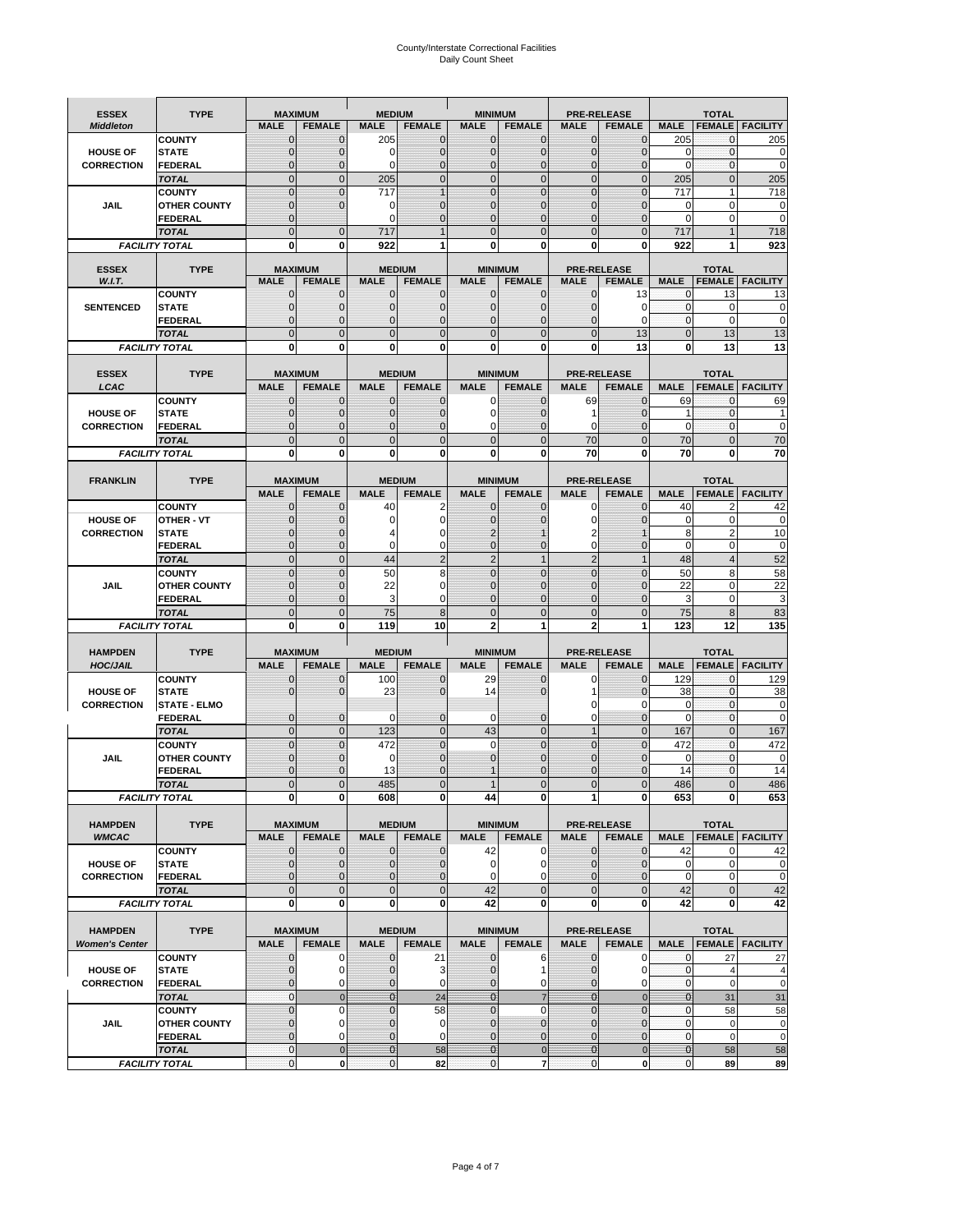# County/Interstate Correctional Facilities
## Daily Count Sheet

| ESSEX *Middleton* | TYPE | MAXIMUM MALE | MAXIMUM FEMALE | MEDIUM MALE | MEDIUM FEMALE | MINIMUM MALE | MINIMUM FEMALE | PRE-RELEASE MALE | PRE-RELEASE FEMALE | TOTAL MALE | TOTAL FEMALE | TOTAL FACILITY |
|---|---|---|---|---|---|---|---|---|---|---|---|---|
| HOUSE OF CORRECTION | COUNTY | 0 | 0 | 205 | 0 | 0 | 0 | 0 | 0 | 205 | 0 | 205 |
| | STATE | 0 | 0 | 0 | 0 | 0 | 0 | 0 | 0 | 0 | 0 | 0 |
| | FEDERAL | 0 | 0 | 0 | 0 | 0 | 0 | 0 | 0 | 0 | 0 | 0 |
| | TOTAL | 0 | 0 | 205 | 0 | 0 | 0 | 0 | 0 | 205 | 0 | 205 |
| JAIL | COUNTY | 0 | 0 | 717 | 1 | 0 | 0 | 0 | 0 | 717 | 1 | 718 |
| | OTHER COUNTY | 0 | 0 | 0 | 0 | 0 | 0 | 0 | 0 | 0 | 0 | 0 |
| | FEDERAL | 0 | | 0 | 0 | 0 | 0 | 0 | 0 | 0 | 0 | 0 |
| | TOTAL | 0 | 0 | 717 | 1 | 0 | 0 | 0 | 0 | 717 | 1 | 718 |
| FACILITY TOTAL | | 0 | 0 | 922 | 1 | 0 | 0 | 0 | 0 | 922 | 1 | 923 |

| ESSEX *W.I.T.* | TYPE | MAXIMUM MALE | MAXIMUM FEMALE | MEDIUM MALE | MEDIUM FEMALE | MINIMUM MALE | MINIMUM FEMALE | PRE-RELEASE MALE | PRE-RELEASE FEMALE | TOTAL MALE | TOTAL FEMALE | TOTAL FACILITY |
|---|---|---|---|---|---|---|---|---|---|---|---|---|
| SENTENCED | COUNTY | 0 | 0 | 0 | 0 | 0 | 0 | 0 | 13 | 0 | 13 | 13 |
| | STATE | 0 | 0 | 0 | 0 | 0 | 0 | 0 | 0 | 0 | 0 | 0 |
| | FEDERAL | 0 | 0 | 0 | 0 | 0 | 0 | 0 | 0 | 0 | 0 | 0 |
| | TOTAL | 0 | 0 | 0 | 0 | 0 | 0 | 0 | 13 | 0 | 13 | 13 |
| FACILITY TOTAL | | 0 | 0 | 0 | 0 | 0 | 0 | 0 | 13 | 0 | 13 | 13 |

| ESSEX *LCAC* | TYPE | MAXIMUM MALE | MAXIMUM FEMALE | MEDIUM MALE | MEDIUM FEMALE | MINIMUM MALE | MINIMUM FEMALE | PRE-RELEASE MALE | PRE-RELEASE FEMALE | TOTAL MALE | TOTAL FEMALE | TOTAL FACILITY |
|---|---|---|---|---|---|---|---|---|---|---|---|---|
| HOUSE OF CORRECTION | COUNTY | 0 | 0 | 0 | 0 | 0 | 0 | 69 | 0 | 69 | 0 | 69 |
| | STATE | 0 | 0 | 0 | 0 | 0 | 0 | 1 | 0 | 1 | 0 | 1 |
| | FEDERAL | 0 | 0 | 0 | 0 | 0 | 0 | 0 | 0 | 0 | 0 | 0 |
| | TOTAL | 0 | 0 | 0 | 0 | 0 | 0 | 70 | 0 | 70 | 0 | 70 |
| FACILITY TOTAL | | 0 | 0 | 0 | 0 | 0 | 0 | 70 | 0 | 70 | 0 | 70 |

| FRANKLIN | TYPE | MAXIMUM MALE | MAXIMUM FEMALE | MEDIUM MALE | MEDIUM FEMALE | MINIMUM MALE | MINIMUM FEMALE | PRE-RELEASE MALE | PRE-RELEASE FEMALE | TOTAL MALE | TOTAL FEMALE | TOTAL FACILITY |
|---|---|---|---|---|---|---|---|---|---|---|---|---|
| HOUSE OF CORRECTION | COUNTY | 0 | 0 | 40 | 2 | 0 | 0 | 0 | 0 | 40 | 2 | 42 |
| | OTHER - VT | 0 | 0 | 0 | 0 | 0 | 0 | 0 | 0 | 0 | 0 | 0 |
| | STATE | 0 | 0 | 4 | 0 | 2 | 1 | 2 | 1 | 8 | 2 | 10 |
| | FEDERAL | 0 | 0 | 0 | 0 | 0 | 0 | 0 | 0 | 0 | 0 | 0 |
| | TOTAL | 0 | 0 | 44 | 2 | 2 | 1 | 2 | 1 | 48 | 4 | 52 |
| JAIL | COUNTY | 0 | 0 | 50 | 8 | 0 | 0 | 0 | 0 | 50 | 8 | 58 |
| | OTHER COUNTY | 0 | 0 | 22 | 0 | 0 | 0 | 0 | 0 | 22 | 0 | 22 |
| | FEDERAL | 0 | 0 | 3 | 0 | 0 | 0 | 0 | 0 | 3 | 0 | 3 |
| | TOTAL | 0 | 0 | 75 | 8 | 0 | 0 | 0 | 0 | 75 | 8 | 83 |
| FACILITY TOTAL | | 0 | 0 | 119 | 10 | 2 | 1 | 2 | 1 | 123 | 12 | 135 |

| HAMPDEN *HOC/JAIL* | TYPE | MAXIMUM MALE | MAXIMUM FEMALE | MEDIUM MALE | MEDIUM FEMALE | MINIMUM MALE | MINIMUM FEMALE | PRE-RELEASE MALE | PRE-RELEASE FEMALE | TOTAL MALE | TOTAL FEMALE | TOTAL FACILITY |
|---|---|---|---|---|---|---|---|---|---|---|---|---|
| HOUSE OF CORRECTION | COUNTY | 0 | 0 | 100 | 0 | 29 | 0 | 0 | 0 | 129 | 0 | 129 |
| | STATE | 0 | 0 | 23 | 0 | 14 | 0 | 1 | 0 | 38 | 0 | 38 |
| | STATE - ELMO | | | | | | | 0 | 0 | 0 | 0 | 0 |
| | FEDERAL | 0 | 0 | 0 | 0 | 0 | 0 | 0 | 0 | 0 | 0 | 0 |
| | TOTAL | 0 | 0 | 123 | 0 | 43 | 0 | 1 | 0 | 167 | 0 | 167 |
| JAIL | COUNTY | 0 | 0 | 472 | 0 | 0 | 0 | 0 | 0 | 472 | 0 | 472 |
| | OTHER COUNTY | 0 | 0 | 0 | 0 | 0 | 0 | 0 | 0 | 0 | 0 | 0 |
| | FEDERAL | 0 | 0 | 13 | 0 | 1 | 0 | 0 | 0 | 14 | 0 | 14 |
| | TOTAL | 0 | 0 | 485 | 0 | 1 | 0 | 0 | 0 | 486 | 0 | 486 |
| FACILITY TOTAL | | 0 | 0 | 608 | 0 | 44 | 0 | 1 | 0 | 653 | 0 | 653 |

| HAMPDEN *WMCAC* | TYPE | MAXIMUM MALE | MAXIMUM FEMALE | MEDIUM MALE | MEDIUM FEMALE | MINIMUM MALE | MINIMUM FEMALE | PRE-RELEASE MALE | PRE-RELEASE FEMALE | TOTAL MALE | TOTAL FEMALE | TOTAL FACILITY |
|---|---|---|---|---|---|---|---|---|---|---|---|---|
| HOUSE OF CORRECTION | COUNTY | 0 | 0 | 0 | 0 | 42 | 0 | 0 | 0 | 42 | 0 | 42 |
| | STATE | 0 | 0 | 0 | 0 | 0 | 0 | 0 | 0 | 0 | 0 | 0 |
| | FEDERAL | 0 | 0 | 0 | 0 | 0 | 0 | 0 | 0 | 0 | 0 | 0 |
| | TOTAL | 0 | 0 | 0 | 0 | 42 | 0 | 0 | 0 | 42 | 0 | 42 |
| FACILITY TOTAL | | 0 | 0 | 0 | 0 | 42 | 0 | 0 | 0 | 42 | 0 | 42 |

| HAMPDEN *Women's Center* | TYPE | MAXIMUM MALE | MAXIMUM FEMALE | MEDIUM MALE | MEDIUM FEMALE | MINIMUM MALE | MINIMUM FEMALE | PRE-RELEASE MALE | PRE-RELEASE FEMALE | TOTAL MALE | TOTAL FEMALE | TOTAL FACILITY |
|---|---|---|---|---|---|---|---|---|---|---|---|---|
| HOUSE OF CORRECTION | COUNTY | 0 | 0 | 0 | 21 | 0 | 6 | 0 | 0 | 0 | 27 | 27 |
| | STATE | 0 | 0 | 0 | 3 | 0 | 1 | 0 | 0 | 0 | 4 | 4 |
| | FEDERAL | 0 | 0 | 0 | 0 | 0 | 0 | 0 | 0 | 0 | 0 | 0 |
| | TOTAL | 0 | 0 | 0 | 24 | 0 | 7 | 0 | 0 | 0 | 31 | 31 |
| JAIL | COUNTY | 0 | 0 | 0 | 58 | 0 | 0 | 0 | 0 | 0 | 58 | 58 |
| | OTHER COUNTY | 0 | 0 | 0 | 0 | 0 | 0 | 0 | 0 | 0 | 0 | 0 |
| | FEDERAL | 0 | 0 | 0 | 0 | 0 | 0 | 0 | 0 | 0 | 0 | 0 |
| | TOTAL | 0 | 0 | 0 | 58 | 0 | 0 | 0 | 0 | 0 | 58 | 58 |
| FACILITY TOTAL | | 0 | 0 | 0 | 82 | 0 | 7 | 0 | 0 | 0 | 89 | 89 |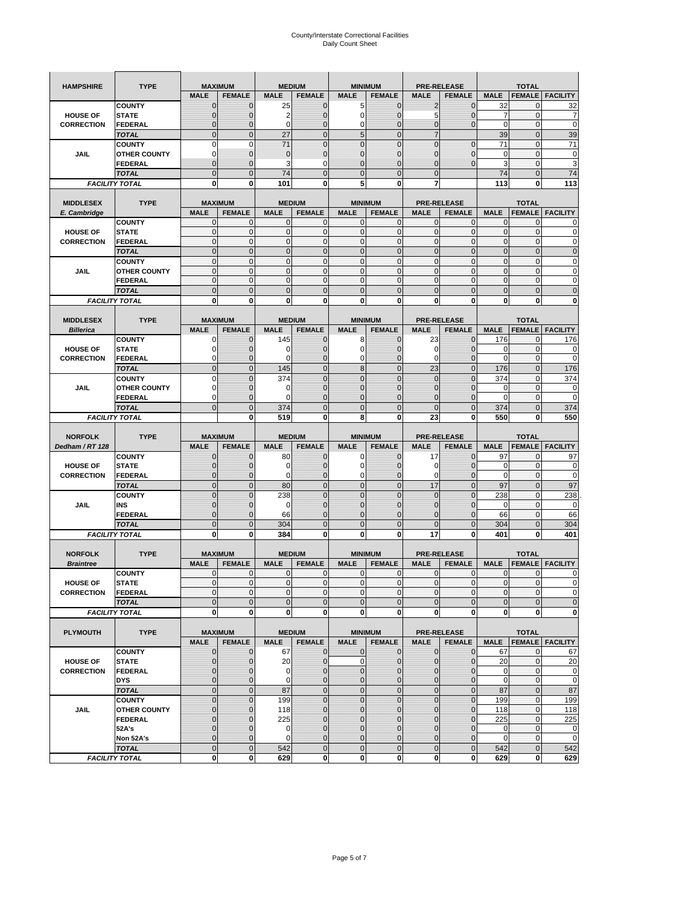# County/Interstate Correctional Facilities
## Daily Count Sheet

| HAMPSHIRE | TYPE | MAXIMUM | | MEDIUM | | MINIMUM | | PRE-RELEASE | | TOTAL | | |
|---|---|---|---|---|---|---|---|---|---|---|---|---|
| | | MALE | FEMALE | MALE | FEMALE | MALE | FEMALE | MALE | FEMALE | MALE | FEMALE | FACILITY |
| HOUSE OF CORRECTION | COUNTY | 0 | 0 | 25 | 0 | 5 | 0 | 2 | 0 | 32 | 0 | 32 |
| | STATE | 0 | 0 | 2 | 0 | 0 | 0 | 5 | 0 | 7 | 0 | 7 |
| | FEDERAL | 0 | 0 | 0 | 0 | 0 | 0 | 0 | 0 | 0 | 0 | 0 |
| | TOTAL | 0 | 0 | 27 | 0 | 5 | 0 | 7 | | 39 | 0 | 39 |
| JAIL | COUNTY | 0 | 0 | 71 | 0 | 0 | 0 | 0 | 0 | 71 | 0 | 71 |
| | OTHER COUNTY | 0 | 0 | 0 | 0 | 0 | 0 | 0 | 0 | 0 | 0 | 0 |
| | FEDERAL | 0 | 0 | 3 | 0 | 0 | 0 | 0 | 0 | 3 | 0 | 3 |
| | TOTAL | 0 | 0 | 74 | 0 | 0 | 0 | 0 | | 74 | 0 | 74 |
| FACILITY TOTAL | | 0 | 0 | 101 | 0 | 5 | 0 | 7 | | 113 | 0 | 113 |

| MIDDLESEX E. Cambridge | TYPE | MAXIMUM | | MEDIUM | | MINIMUM | | PRE-RELEASE | | TOTAL | | |
|---|---|---|---|---|---|---|---|---|---|---|---|---|
| | | MALE | FEMALE | MALE | FEMALE | MALE | FEMALE | MALE | FEMALE | MALE | FEMALE | FACILITY |
| HOUSE OF CORRECTION | COUNTY | 0 | 0 | 0 | 0 | 0 | 0 | 0 | 0 | 0 | 0 | 0 |
| | STATE | 0 | 0 | 0 | 0 | 0 | 0 | 0 | 0 | 0 | 0 | 0 |
| | FEDERAL | 0 | 0 | 0 | 0 | 0 | 0 | 0 | 0 | 0 | 0 | 0 |
| | TOTAL | 0 | 0 | 0 | 0 | 0 | 0 | 0 | 0 | 0 | 0 | 0 |
| JAIL | COUNTY | 0 | 0 | 0 | 0 | 0 | 0 | 0 | 0 | 0 | 0 | 0 |
| | OTHER COUNTY | 0 | 0 | 0 | 0 | 0 | 0 | 0 | 0 | 0 | 0 | 0 |
| | FEDERAL | 0 | 0 | 0 | 0 | 0 | 0 | 0 | 0 | 0 | 0 | 0 |
| | TOTAL | 0 | 0 | 0 | 0 | 0 | 0 | 0 | 0 | 0 | 0 | 0 |
| FACILITY TOTAL | | 0 | 0 | 0 | 0 | 0 | 0 | 0 | 0 | 0 | 0 | 0 |

| MIDDLESEX Billerica | TYPE | MAXIMUM | | MEDIUM | | MINIMUM | | PRE-RELEASE | | TOTAL | | |
|---|---|---|---|---|---|---|---|---|---|---|---|---|
| | | MALE | FEMALE | MALE | FEMALE | MALE | FEMALE | MALE | FEMALE | MALE | FEMALE | FACILITY |
| HOUSE OF CORRECTION | COUNTY | 0 | 0 | 145 | 0 | 8 | 0 | 23 | 0 | 176 | 0 | 176 |
| | STATE | 0 | 0 | 0 | 0 | 0 | 0 | 0 | 0 | 0 | 0 | 0 |
| | FEDERAL | 0 | 0 | 0 | 0 | 0 | 0 | 0 | 0 | 0 | 0 | 0 |
| | TOTAL | 0 | 0 | 145 | 0 | 8 | 0 | 23 | 0 | 176 | 0 | 176 |
| JAIL | COUNTY | 0 | 0 | 374 | 0 | 0 | 0 | 0 | 0 | 374 | 0 | 374 |
| | OTHER COUNTY | 0 | 0 | 0 | 0 | 0 | 0 | 0 | 0 | 0 | 0 | 0 |
| | FEDERAL | 0 | 0 | 0 | 0 | 0 | 0 | 0 | 0 | 0 | 0 | 0 |
| | TOTAL | 0 | 0 | 374 | 0 | 0 | 0 | 0 | 0 | 374 | 0 | 374 |
| FACILITY TOTAL | | | 0 | 519 | 0 | 8 | 0 | 23 | 0 | 550 | 0 | 550 |

| NORFOLK Dedham / RT 128 | TYPE | MAXIMUM | | MEDIUM | | MINIMUM | | PRE-RELEASE | | TOTAL | | |
|---|---|---|---|---|---|---|---|---|---|---|---|---|
| | | MALE | FEMALE | MALE | FEMALE | MALE | FEMALE | MALE | FEMALE | MALE | FEMALE | FACILITY |
| HOUSE OF CORRECTION | COUNTY | 0 | 0 | 80 | 0 | 0 | 0 | 17 | 0 | 97 | 0 | 97 |
| | STATE | 0 | 0 | 0 | 0 | 0 | 0 | 0 | 0 | 0 | 0 | 0 |
| | FEDERAL | 0 | 0 | 0 | 0 | 0 | 0 | 0 | 0 | 0 | 0 | 0 |
| | TOTAL | 0 | 0 | 80 | 0 | 0 | 0 | 17 | 0 | 97 | 0 | 97 |
| JAIL | COUNTY | 0 | 0 | 238 | 0 | 0 | 0 | 0 | 0 | 238 | 0 | 238 |
| | INS | 0 | 0 | 0 | 0 | 0 | 0 | 0 | 0 | 0 | 0 | 0 |
| | FEDERAL | 0 | 0 | 66 | 0 | 0 | 0 | 0 | 0 | 66 | 0 | 66 |
| | TOTAL | 0 | 0 | 304 | 0 | 0 | 0 | 0 | 0 | 304 | 0 | 304 |
| FACILITY TOTAL | | 0 | 0 | 384 | 0 | 0 | 0 | 17 | 0 | 401 | 0 | 401 |

| NORFOLK Braintree | TYPE | MAXIMUM | | MEDIUM | | MINIMUM | | PRE-RELEASE | | TOTAL | | |
|---|---|---|---|---|---|---|---|---|---|---|---|---|
| | | MALE | FEMALE | MALE | FEMALE | MALE | FEMALE | MALE | FEMALE | MALE | FEMALE | FACILITY |
| HOUSE OF CORRECTION | COUNTY | 0 | 0 | 0 | 0 | 0 | 0 | 0 | 0 | 0 | 0 | 0 |
| | STATE | 0 | 0 | 0 | 0 | 0 | 0 | 0 | 0 | 0 | 0 | 0 |
| | FEDERAL | 0 | 0 | 0 | 0 | 0 | 0 | 0 | 0 | 0 | 0 | 0 |
| | TOTAL | 0 | 0 | 0 | 0 | 0 | 0 | 0 | 0 | 0 | 0 | 0 |
| FACILITY TOTAL | | 0 | 0 | 0 | 0 | 0 | 0 | 0 | 0 | 0 | 0 | 0 |

| PLYMOUTH | TYPE | MAXIMUM | | MEDIUM | | MINIMUM | | PRE-RELEASE | | TOTAL | | |
|---|---|---|---|---|---|---|---|---|---|---|---|---|
| | | MALE | FEMALE | MALE | FEMALE | MALE | FEMALE | MALE | FEMALE | MALE | FEMALE | FACILITY |
| HOUSE OF CORRECTION | COUNTY | 0 | 0 | 67 | 0 | 0 | 0 | 0 | 0 | 67 | 0 | 67 |
| | STATE | 0 | 0 | 20 | 0 | 0 | 0 | 0 | 0 | 20 | 0 | 20 |
| | FEDERAL | 0 | 0 | 0 | 0 | 0 | 0 | 0 | 0 | 0 | 0 | 0 |
| | DYS | 0 | 0 | 0 | 0 | 0 | 0 | 0 | 0 | 0 | 0 | 0 |
| | TOTAL | 0 | 0 | 87 | 0 | 0 | 0 | 0 | 0 | 87 | 0 | 87 |
| JAIL | COUNTY | 0 | 0 | 199 | 0 | 0 | 0 | 0 | 0 | 199 | 0 | 199 |
| | OTHER COUNTY | 0 | 0 | 118 | 0 | 0 | 0 | 0 | 0 | 118 | 0 | 118 |
| | FEDERAL | 0 | 0 | 225 | 0 | 0 | 0 | 0 | 0 | 225 | 0 | 225 |
| | 52A's | 0 | 0 | 0 | 0 | 0 | 0 | 0 | 0 | 0 | 0 | 0 |
| | Non 52A's | 0 | 0 | 0 | 0 | 0 | 0 | 0 | 0 | 0 | 0 | 0 |
| | TOTAL | 0 | 0 | 542 | 0 | 0 | 0 | 0 | 0 | 542 | 0 | 542 |
| FACILITY TOTAL | | 0 | 0 | 629 | 0 | 0 | 0 | 0 | 0 | 629 | 0 | 629 |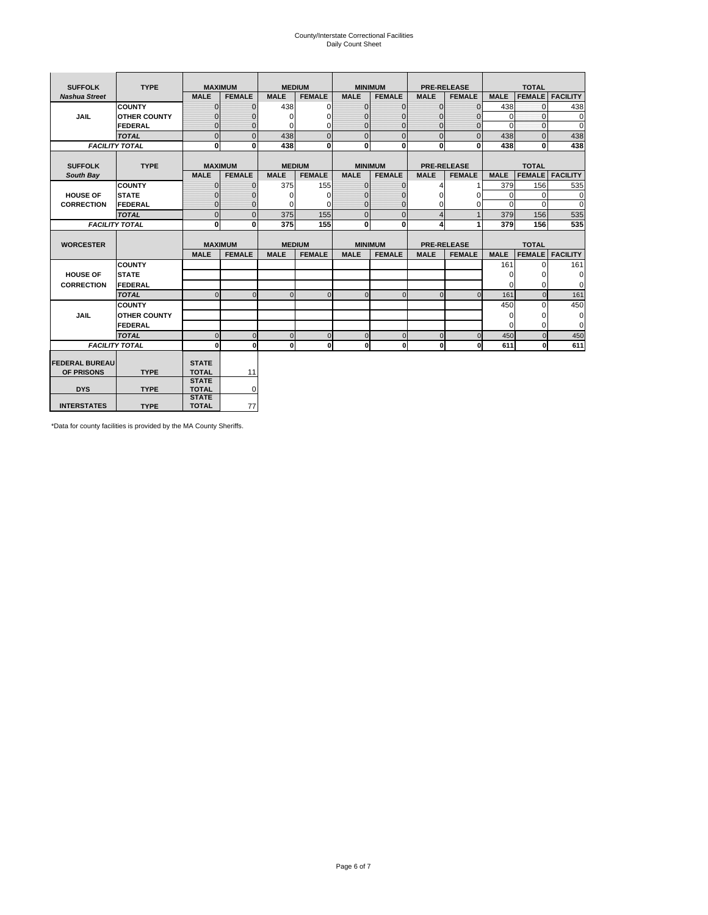County/Interstate Correctional Facilities
Daily Count Sheet

| SUFFOLK | TYPE | MAXIMUM | | MEDIUM | | MINIMUM | | PRE-RELEASE | | TOTAL | | |
|---|---|---|---|---|---|---|---|---|---|---|---|---|
| *Nashua Street* | | MALE | FEMALE | MALE | FEMALE | MALE | FEMALE | MALE | FEMALE | MALE | FEMALE | FACILITY |
| JAIL | COUNTY | 0 | 0 | 438 | 0 | 0 | 0 | 0 | 0 | 438 | 0 | 438 |
| | OTHER COUNTY | 0 | 0 | 0 | 0 | 0 | 0 | 0 | 0 | 0 | 0 | 0 |
| | FEDERAL | 0 | 0 | 0 | 0 | 0 | 0 | 0 | 0 | 0 | 0 | 0 |
| | *TOTAL* | 0 | 0 | 438 | 0 | 0 | 0 | 0 | 0 | 438 | 0 | 438 |
| *FACILITY TOTAL* | | 0 | 0 | 438 | 0 | 0 | 0 | 0 | 0 | 438 | 0 | 438 |

| SUFFOLK | TYPE | MAXIMUM | | MEDIUM | | MINIMUM | | PRE-RELEASE | | TOTAL | | |
|---|---|---|---|---|---|---|---|---|---|---|---|---|
| *South Bay* | | MALE | FEMALE | MALE | FEMALE | MALE | FEMALE | MALE | FEMALE | MALE | FEMALE | FACILITY |
| HOUSE OF CORRECTION | COUNTY | 0 | 0 | 375 | 155 | 0 | 0 | 4 | 1 | 379 | 156 | 535 |
| | STATE | 0 | 0 | 0 | 0 | 0 | 0 | 0 | 0 | 0 | 0 | 0 |
| | FEDERAL | 0 | 0 | 0 | 0 | 0 | 0 | 0 | 0 | 0 | 0 | 0 |
| | *TOTAL* | 0 | 0 | 375 | 155 | 0 | 0 | 4 | 1 | 379 | 156 | 535 |
| *FACILITY TOTAL* | | 0 | 0 | 375 | 155 | 0 | 0 | 4 | 1 | 379 | 156 | 535 |

| WORCESTER | | MAXIMUM | | MEDIUM | | MINIMUM | | PRE-RELEASE | | TOTAL | | |
|---|---|---|---|---|---|---|---|---|---|---|---|---|
| | | MALE | FEMALE | MALE | FEMALE | MALE | FEMALE | MALE | FEMALE | MALE | FEMALE | FACILITY |
| HOUSE OF CORRECTION | COUNTY | | | | | | | | | 161 | 0 | 161 |
| | STATE | | | | | | | | | 0 | 0 | 0 |
| | FEDERAL | | | | | | | | | 0 | 0 | 0 |
| | *TOTAL* | 0 | 0 | 0 | 0 | 0 | 0 | 0 | 0 | 161 | 0 | 161 |
| JAIL | COUNTY | | | | | | | | | 450 | 0 | 450 |
| | OTHER COUNTY | | | | | | | | | 0 | 0 | 0 |
| | FEDERAL | | | | | | | | | 0 | 0 | 0 |
| | *TOTAL* | 0 | 0 | 0 | 0 | 0 | 0 | 0 | 0 | 450 | 0 | 450 |
| *FACILITY TOTAL* | | 0 | 0 | 0 | 0 | 0 | 0 | 0 | 0 | 611 | 0 | 611 |

| | | | |
|---|---|---|---|
| FEDERAL BUREAU OF PRISONS | TYPE | STATE TOTAL | 11 |
| DYS | TYPE | STATE TOTAL | 0 |
| INTERSTATES | TYPE | STATE TOTAL | 77 |

*Data for county facilities is provided by the MA County Sheriffs.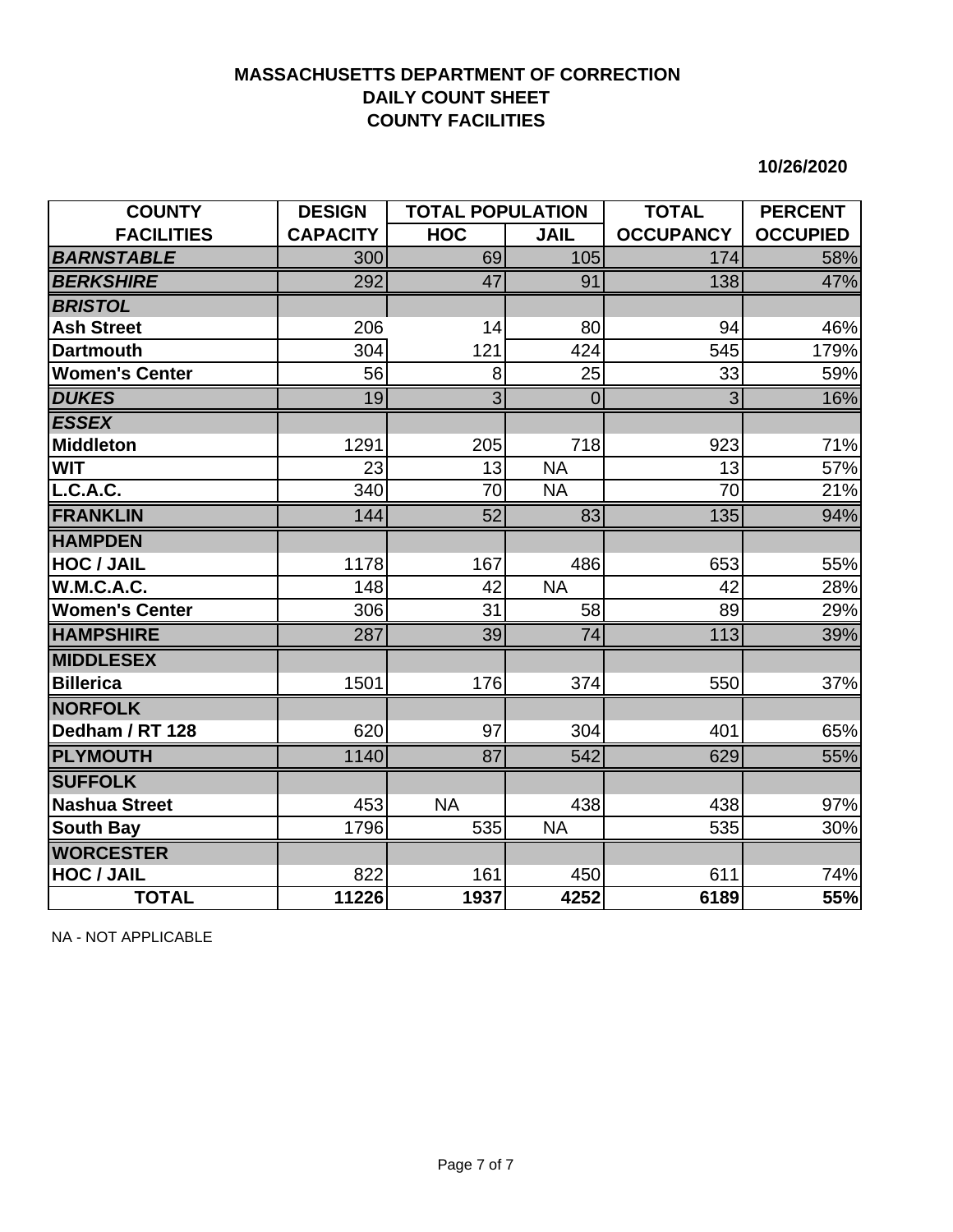**MASSACHUSETTS DEPARTMENT OF CORRECTION**
**DAILY COUNT SHEET**
**COUNTY FACILITIES**

**10/26/2020**

| COUNTY FACILITIES | DESIGN CAPACITY | TOTAL POPULATION | | TOTAL OCCUPANCY | PERCENT OCCUPIED |
|---|---|---|---|---|---|
| | | HOC | JAIL | | |
| ***BARNSTABLE*** | 300 | 69 | 105 | 174 | 58% |
| ***BERKSHIRE*** | 292 | 47 | 91 | 138 | 47% |
| ***BRISTOL*** | | | | | |
| **Ash Street** | 206 | 14 | 80 | 94 | 46% |
| **Dartmouth** | 304 | 121 | 424 | 545 | 179% |
| **Women's Center** | 56 | 8 | 25 | 33 | 59% |
| ***DUKES*** | 19 | 3 | 0 | 3 | 16% |
| ***ESSEX*** | | | | | |
| **Middleton** | 1291 | 205 | 718 | 923 | 71% |
| **WIT** | 23 | 13 | NA | 13 | 57% |
| **L.C.A.C.** | 340 | 70 | NA | 70 | 21% |
| **FRANKLIN** | 144 | 52 | 83 | 135 | 94% |
| **HAMPDEN** | | | | | |
| **HOC / JAIL** | 1178 | 167 | 486 | 653 | 55% |
| **W.M.C.A.C.** | 148 | 42 | NA | 42 | 28% |
| **Women's Center** | 306 | 31 | 58 | 89 | 29% |
| **HAMPSHIRE** | 287 | 39 | 74 | 113 | 39% |
| **MIDDLESEX** | | | | | |
| **Billerica** | 1501 | 176 | 374 | 550 | 37% |
| **NORFOLK** | | | | | |
| **Dedham / RT 128** | 620 | 97 | 304 | 401 | 65% |
| **PLYMOUTH** | 1140 | 87 | 542 | 629 | 55% |
| **SUFFOLK** | | | | | |
| **Nashua Street** | 453 | NA | 438 | 438 | 97% |
| **South Bay** | 1796 | 535 | NA | 535 | 30% |
| **WORCESTER** | | | | | |
| **HOC / JAIL** | 822 | 161 | 450 | 611 | 74% |
| **TOTAL** | **11226** | **1937** | **4252** | **6189** | **55%** |

NA - NOT APPLICABLE